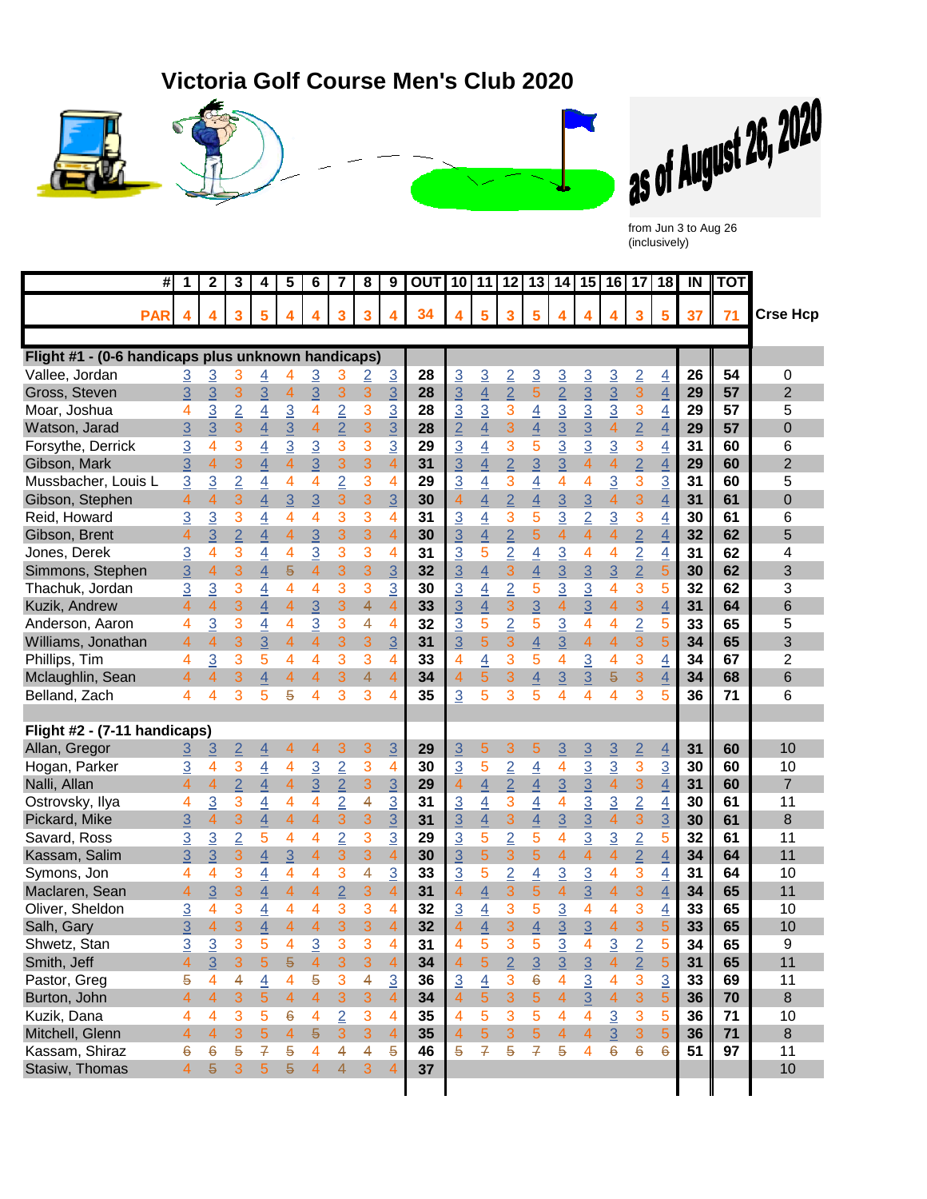# Victoria Golf Course Men's Club 2020

as of August 26, 2020

from Jun 3 to Aug 26 (inclusively)

| # | 1 | 2 | 3 | 4 | 5 | 6 | 7 | 8 | 9 | OUT | 10 | 11 | 12 | 13 | 14 | 15 | 16 | 17 | 18 | IN | TOT | Crse Hcp |
|---|---|---|---|---|---|---|---|---|---|---|---|---|---|---|---|---|---|---|---|---|---|---|
| PAR | 4 | 4 | 3 | 5 | 4 | 4 | 3 | 3 | 4 | 34 | 4 | 5 | 3 | 5 | 4 | 4 | 4 | 3 | 5 | 37 | 71 | |
| **Flight #1 - (0-6 handicaps plus unknown handicaps)** | | | | | | | | | | | | | | | | | | | | | | |
| Vallee, Jordan | 3 | 3 | 3 | 4 | 4 | 3 | 3 | 2 | 3 | 28 | 3 | 3 | 2 | 3 | 3 | 3 | 3 | 2 | 4 | 26 | 54 | 0 |
| Gross, Steven | 3 | 3 | 3 | 3 | 4 | 3 | 3 | 3 | 3 | 28 | 3 | 4 | 2 | 5 | 2 | 3 | 3 | 3 | 4 | 29 | 57 | 2 |
| Moar, Joshua | 4 | 3 | 2 | 4 | 3 | 3 | 2 | 3 | 3 | 28 | 3 | 3 | 3 | 4 | 3 | 3 | 3 | 3 | 4 | 29 | 57 | 5 |
| Watson, Jarad | 3 | 3 | 3 | 4 | 3 | 4 | 2 | 3 | 3 | 28 | 2 | 4 | 3 | 4 | 3 | 3 | 4 | 2 | 4 | 29 | 57 | 0 |
| Forsythe, Derrick | 3 | 4 | 3 | 4 | 3 | 3 | 3 | 3 | 3 | 29 | 3 | 4 | 3 | 5 | 3 | 3 | 3 | 3 | 4 | 31 | 60 | 6 |
| Gibson, Mark | 3 | 4 | 3 | 4 | 4 | 3 | 3 | 3 | 4 | 31 | 3 | 4 | 2 | 3 | 3 | 4 | 4 | 2 | 4 | 29 | 60 | 2 |
| Mussbacher, Louis L | 3 | 3 | 2 | 4 | 4 | 4 | 2 | 3 | 4 | 29 | 3 | 4 | 3 | 4 | 4 | 4 | 3 | 3 | 3 | 31 | 60 | 5 |
| Gibson, Stephen | 4 | 4 | 3 | 4 | 3 | 3 | 3 | 3 | 3 | 30 | 4 | 4 | 2 | 4 | 3 | 3 | 4 | 3 | 4 | 31 | 61 | 0 |
| Reid, Howard | 3 | 3 | 3 | 4 | 4 | 4 | 3 | 3 | 4 | 31 | 3 | 4 | 3 | 5 | 3 | 2 | 3 | 3 | 4 | 30 | 61 | 6 |
| Gibson, Brent | 4 | 3 | 2 | 4 | 4 | 3 | 3 | 3 | 4 | 30 | 3 | 4 | 2 | 5 | 4 | 4 | 4 | 2 | 4 | 32 | 62 | 5 |
| Jones, Derek | 3 | 4 | 3 | 4 | 4 | 3 | 3 | 3 | 4 | 31 | 3 | 5 | 2 | 4 | 3 | 4 | 4 | 2 | 4 | 31 | 62 | 4 |
| Simmons, Stephen | 3 | 4 | 3 | 4 | 5 | 4 | 3 | 3 | 3 | 32 | 3 | 4 | 3 | 4 | 3 | 3 | 3 | 2 | 5 | 30 | 62 | 3 |
| Thachuk, Jordan | 3 | 3 | 3 | 4 | 4 | 4 | 3 | 3 | 3 | 30 | 3 | 4 | 2 | 5 | 3 | 3 | 4 | 3 | 5 | 32 | 62 | 3 |
| Kuzik, Andrew | 4 | 4 | 3 | 4 | 4 | 3 | 3 | 4 | 4 | 33 | 3 | 4 | 3 | 3 | 4 | 3 | 4 | 3 | 4 | 31 | 64 | 6 |
| Anderson, Aaron | 4 | 3 | 3 | 4 | 4 | 3 | 3 | 4 | 4 | 32 | 3 | 5 | 2 | 5 | 3 | 4 | 4 | 2 | 5 | 33 | 65 | 5 |
| Williams, Jonathan | 4 | 4 | 3 | 3 | 4 | 4 | 3 | 3 | 3 | 31 | 3 | 5 | 3 | 4 | 3 | 4 | 4 | 3 | 5 | 34 | 65 | 3 |
| Phillips, Tim | 4 | 3 | 3 | 5 | 4 | 4 | 3 | 3 | 4 | 33 | 4 | 4 | 3 | 5 | 4 | 3 | 4 | 3 | 4 | 34 | 67 | 2 |
| Mclaughlin, Sean | 4 | 4 | 3 | 4 | 4 | 4 | 3 | 4 | 4 | 34 | 4 | 5 | 3 | 4 | 3 | 3 | 5 | 3 | 4 | 34 | 68 | 6 |
| Belland, Zach | 4 | 4 | 3 | 5 | 5 | 4 | 3 | 3 | 4 | 35 | 3 | 5 | 3 | 5 | 4 | 4 | 4 | 3 | 5 | 36 | 71 | 6 |
| **Flight #2 - (7-11 handicaps)** | | | | | | | | | | | | | | | | | | | | | | |
| Allan, Gregor | 3 | 3 | 2 | 4 | 4 | 4 | 3 | 3 | 3 | 29 | 3 | 5 | 3 | 5 | 3 | 3 | 3 | 2 | 4 | 31 | 60 | 10 |
| Hogan, Parker | 3 | 4 | 3 | 4 | 4 | 3 | 2 | 3 | 4 | 30 | 3 | 5 | 2 | 4 | 4 | 3 | 3 | 3 | 3 | 30 | 60 | 10 |
| Nalli, Allan | 4 | 4 | 2 | 4 | 4 | 3 | 2 | 3 | 3 | 29 | 4 | 4 | 2 | 4 | 3 | 3 | 4 | 3 | 4 | 31 | 60 | 7 |
| Ostrovsky, Ilya | 4 | 3 | 3 | 4 | 4 | 4 | 2 | 4 | 3 | 31 | 3 | 4 | 3 | 4 | 4 | 3 | 3 | 2 | 4 | 30 | 61 | 11 |
| Pickard, Mike | 3 | 4 | 3 | 4 | 4 | 4 | 3 | 3 | 3 | 31 | 3 | 4 | 3 | 4 | 3 | 3 | 4 | 3 | 3 | 30 | 61 | 8 |
| Savard, Ross | 3 | 3 | 2 | 5 | 4 | 4 | 2 | 3 | 3 | 29 | 3 | 5 | 2 | 5 | 4 | 3 | 3 | 2 | 5 | 32 | 61 | 11 |
| Kassam, Salim | 3 | 3 | 3 | 4 | 3 | 4 | 3 | 3 | 4 | 30 | 3 | 5 | 3 | 5 | 4 | 4 | 4 | 2 | 4 | 34 | 64 | 11 |
| Symons, Jon | 4 | 4 | 3 | 4 | 4 | 4 | 3 | 4 | 3 | 33 | 3 | 5 | 2 | 4 | 3 | 3 | 4 | 3 | 4 | 31 | 64 | 10 |
| Maclaren, Sean | 4 | 3 | 3 | 4 | 4 | 4 | 2 | 3 | 4 | 31 | 4 | 4 | 3 | 5 | 4 | 3 | 4 | 3 | 4 | 34 | 65 | 11 |
| Oliver, Sheldon | 3 | 4 | 3 | 4 | 4 | 4 | 3 | 3 | 4 | 32 | 3 | 4 | 3 | 5 | 3 | 4 | 4 | 3 | 4 | 33 | 65 | 10 |
| Salh, Gary | 3 | 4 | 3 | 4 | 4 | 4 | 3 | 3 | 4 | 32 | 4 | 4 | 3 | 4 | 3 | 3 | 4 | 3 | 5 | 33 | 65 | 10 |
| Shwetz, Stan | 3 | 3 | 3 | 5 | 4 | 3 | 3 | 3 | 4 | 31 | 4 | 5 | 3 | 5 | 3 | 4 | 3 | 2 | 5 | 34 | 65 | 9 |
| Smith, Jeff | 4 | 3 | 3 | 5 | 5 | 4 | 3 | 3 | 4 | 34 | 4 | 5 | 2 | 3 | 3 | 3 | 4 | 2 | 5 | 31 | 65 | 11 |
| Pastor, Greg | 5 | 4 | 4 | 4 | 4 | 5 | 3 | 4 | 3 | 36 | 3 | 4 | 3 | 6 | 4 | 3 | 4 | 3 | 3 | 33 | 69 | 11 |
| Burton, John | 4 | 4 | 3 | 5 | 4 | 4 | 3 | 3 | 4 | 34 | 4 | 5 | 3 | 5 | 4 | 3 | 4 | 3 | 5 | 36 | 70 | 8 |
| Kuzik, Dana | 4 | 4 | 3 | 5 | 6 | 4 | 2 | 3 | 4 | 35 | 4 | 5 | 3 | 5 | 4 | 4 | 3 | 3 | 5 | 36 | 71 | 10 |
| Mitchell, Glenn | 4 | 4 | 3 | 5 | 4 | 5 | 3 | 3 | 4 | 35 | 4 | 5 | 3 | 5 | 4 | 4 | 3 | 3 | 5 | 36 | 71 | 8 |
| Kassam, Shiraz | 6 | 6 | 5 | 7 | 5 | 4 | 4 | 4 | 5 | 46 | 5 | 7 | 5 | 7 | 5 | 4 | 6 | 6 | 6 | 51 | 97 | 11 |
| Stasiw, Thomas | 4 | 5 | 3 | 5 | 5 | 4 | 4 | 3 | 4 | 37 | | | | | | | | | | | | 10 |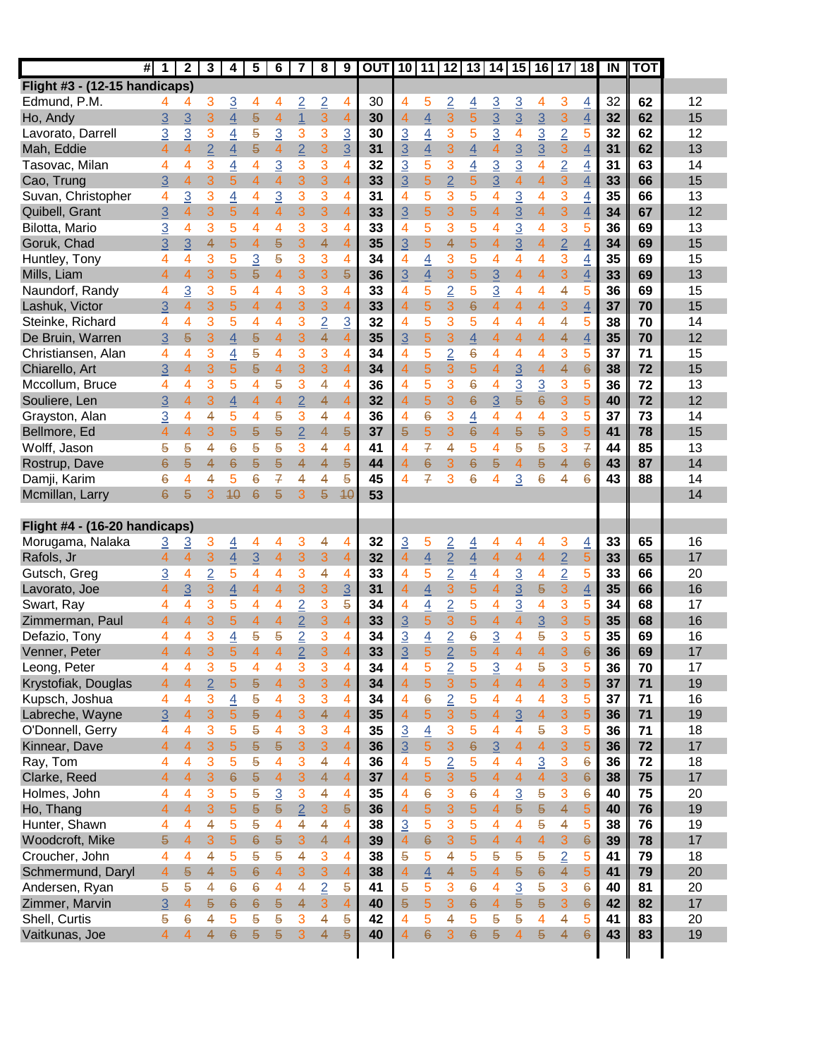| # | 1 | 2 | 3 | 4 | 5 | 6 | 7 | 8 | 9 | OUT | 10 | 11 | 12 | 13 | 14 | 15 | 16 | 17 | 18 | IN | TOT | |
|---|---|---|---|---|---|---|---|---|---|---|---|---|---|---|---|---|---|---|---|---|---|---|
| **Flight #3 - (12-15 handicaps)** | | | | | | | | | | | | | | | | | | | | | | |
| Edmund, P.M. | 4 | 4 | 3 | 3 | 4 | 4 | 2 | 2 | 4 | 30 | 4 | 5 | 2 | 4 | 3 | 3 | 4 | 3 | 4 | 32 | 62 | 12 |
| Ho, Andy | 3 | 3 | 3 | 4 | 5 | 4 | 1 | 3 | 4 | 30 | 4 | 4 | 3 | 5 | 3 | 3 | 3 | 3 | 4 | 32 | 62 | 15 |
| Lavorato, Darrell | 3 | 3 | 3 | 4 | 5 | 3 | 3 | 3 | 3 | 30 | 3 | 4 | 3 | 5 | 3 | 4 | 3 | 2 | 5 | 32 | 62 | 12 |
| Mah, Eddie | 4 | 4 | 2 | 4 | 5 | 4 | 2 | 3 | 3 | 31 | 3 | 4 | 3 | 4 | 4 | 3 | 3 | 3 | 4 | 31 | 62 | 13 |
| Tasovac, Milan | 4 | 4 | 3 | 4 | 4 | 3 | 3 | 3 | 4 | 32 | 3 | 5 | 3 | 4 | 3 | 3 | 4 | 2 | 4 | 31 | 63 | 14 |
| Cao, Trung | 3 | 4 | 3 | 5 | 4 | 4 | 3 | 3 | 4 | 33 | 3 | 5 | 2 | 5 | 3 | 4 | 4 | 3 | 4 | 33 | 66 | 15 |
| Suvan, Christopher | 4 | 3 | 3 | 4 | 4 | 3 | 3 | 3 | 4 | 31 | 4 | 5 | 3 | 5 | 4 | 3 | 4 | 3 | 4 | 35 | 66 | 13 |
| Quibell, Grant | 3 | 4 | 3 | 5 | 4 | 4 | 3 | 3 | 4 | 33 | 3 | 5 | 3 | 5 | 4 | 3 | 4 | 3 | 4 | 34 | 67 | 12 |
| Bilotta, Mario | 3 | 4 | 3 | 5 | 4 | 4 | 3 | 3 | 4 | 33 | 4 | 5 | 3 | 5 | 4 | 3 | 4 | 3 | 5 | 36 | 69 | 13 |
| Goruk, Chad | 3 | 3 | 4 | 5 | 4 | 5 | 3 | 4 | 4 | 35 | 3 | 5 | 4 | 5 | 4 | 3 | 4 | 2 | 4 | 34 | 69 | 15 |
| Huntley, Tony | 4 | 4 | 3 | 5 | 3 | 5 | 3 | 3 | 4 | 34 | 4 | 4 | 3 | 5 | 4 | 4 | 4 | 3 | 4 | 35 | 69 | 15 |
| Mills, Liam | 4 | 4 | 3 | 5 | 5 | 4 | 3 | 3 | 5 | 36 | 3 | 4 | 3 | 5 | 3 | 4 | 4 | 3 | 4 | 33 | 69 | 13 |
| Naundorf, Randy | 4 | 3 | 3 | 5 | 4 | 4 | 3 | 3 | 4 | 33 | 4 | 5 | 2 | 5 | 3 | 4 | 4 | 4 | 5 | 36 | 69 | 15 |
| Lashuk, Victor | 3 | 4 | 3 | 5 | 4 | 4 | 3 | 3 | 4 | 33 | 4 | 5 | 3 | 6 | 4 | 4 | 4 | 3 | 4 | 37 | 70 | 15 |
| Steinke, Richard | 4 | 4 | 3 | 5 | 4 | 4 | 3 | 2 | 3 | 32 | 4 | 5 | 3 | 5 | 4 | 4 | 4 | 4 | 5 | 38 | 70 | 14 |
| De Bruin, Warren | 3 | 5 | 3 | 4 | 5 | 4 | 3 | 4 | 4 | 35 | 3 | 5 | 3 | 4 | 4 | 4 | 4 | 4 | 4 | 35 | 70 | 12 |
| Christiansen, Alan | 4 | 4 | 3 | 4 | 5 | 4 | 3 | 3 | 4 | 34 | 4 | 5 | 2 | 6 | 4 | 4 | 4 | 3 | 5 | 37 | 71 | 15 |
| Chiarello, Art | 3 | 4 | 3 | 5 | 5 | 4 | 3 | 3 | 4 | 34 | 4 | 5 | 3 | 5 | 4 | 3 | 4 | 4 | 6 | 38 | 72 | 15 |
| Mccollum, Bruce | 4 | 4 | 3 | 5 | 4 | 5 | 3 | 4 | 4 | 36 | 4 | 5 | 3 | 6 | 4 | 3 | 3 | 3 | 5 | 36 | 72 | 13 |
| Souliere, Len | 3 | 4 | 3 | 4 | 4 | 4 | 2 | 4 | 4 | 32 | 4 | 5 | 3 | 6 | 3 | 5 | 6 | 3 | 5 | 40 | 72 | 12 |
| Grayston, Alan | 3 | 4 | 5 | 4 | 5 | 3 | 4 | 4 | 36 | 4 | 6 | 3 | 4 | 4 | 4 | 4 | 3 | 5 | 37 | 73 | 14 |
| Bellmore, Ed | 4 | 4 | 3 | 5 | 5 | 5 | 2 | 4 | 5 | 37 | 5 | 5 | 3 | 6 | 4 | 5 | 5 | 3 | 5 | 41 | 78 | 15 |
| Wolff, Jason | 5 | 5 | 4 | 6 | 5 | 5 | 3 | 4 | 4 | 41 | 4 | 7 | 4 | 5 | 4 | 5 | 5 | 3 | 7 | 44 | 85 | 13 |
| Rostrup, Dave | 6 | 5 | 4 | 6 | 5 | 5 | 4 | 4 | 5 | 44 | 4 | 6 | 3 | 6 | 5 | 4 | 5 | 4 | 6 | 43 | 87 | 14 |
| Damji, Karim | 6 | 4 | 4 | 5 | 6 | 7 | 4 | 4 | 5 | 45 | 4 | 7 | 3 | 6 | 4 | 3 | 6 | 4 | 6 | 43 | 88 | 14 |
| Mcmillan, Larry | 6 | 5 | 3 | 10 | 6 | 5 | 3 | 5 | 10 | 53 | | | | | | | | | | | | 14 |
| **Flight #4 - (16-20 handicaps)** | | | | | | | | | | | | | | | | | | | | | | |
| Morugama, Nalaka | 3 | 3 | 3 | 4 | 4 | 4 | 3 | 4 | 4 | 32 | 3 | 5 | 2 | 4 | 4 | 4 | 4 | 3 | 4 | 33 | 65 | 16 |
| Rafols, Jr | 4 | 4 | 3 | 4 | 3 | 4 | 3 | 3 | 4 | 32 | 4 | 4 | 2 | 4 | 4 | 4 | 4 | 2 | 5 | 33 | 65 | 17 |
| Gutsch, Greg | 3 | 4 | 2 | 5 | 4 | 4 | 3 | 4 | 4 | 33 | 4 | 5 | 2 | 4 | 4 | 3 | 4 | 2 | 5 | 33 | 66 | 20 |
| Lavorato, Joe | 4 | 3 | 3 | 4 | 4 | 4 | 3 | 3 | 3 | 31 | 4 | 4 | 3 | 5 | 4 | 3 | 5 | 3 | 4 | 35 | 66 | 16 |
| Swart, Ray | 4 | 4 | 3 | 5 | 4 | 4 | 2 | 3 | 5 | 34 | 4 | 4 | 2 | 5 | 4 | 3 | 4 | 3 | 5 | 34 | 68 | 17 |
| Zimmerman, Paul | 4 | 4 | 3 | 5 | 4 | 4 | 2 | 3 | 4 | 33 | 3 | 5 | 3 | 5 | 4 | 4 | 3 | 3 | 5 | 35 | 68 | 16 |
| Defazio, Tony | 4 | 4 | 3 | 4 | 5 | 5 | 2 | 3 | 4 | 34 | 3 | 4 | 2 | 6 | 3 | 4 | 5 | 3 | 5 | 35 | 69 | 16 |
| Venner, Peter | 4 | 4 | 3 | 5 | 4 | 4 | 2 | 3 | 4 | 33 | 3 | 5 | 2 | 5 | 4 | 4 | 4 | 3 | 6 | 36 | 69 | 17 |
| Leong, Peter | 4 | 4 | 3 | 5 | 4 | 4 | 3 | 3 | 4 | 34 | 4 | 5 | 2 | 5 | 3 | 4 | 5 | 3 | 5 | 36 | 70 | 17 |
| Krystofiak, Douglas | 4 | 4 | 2 | 5 | 5 | 4 | 3 | 3 | 4 | 34 | 4 | 5 | 3 | 5 | 4 | 4 | 4 | 3 | 5 | 37 | 71 | 19 |
| Kupsch, Joshua | 4 | 4 | 3 | 4 | 5 | 4 | 3 | 3 | 4 | 34 | 4 | 6 | 2 | 5 | 4 | 4 | 4 | 3 | 5 | 37 | 71 | 16 |
| Labreche, Wayne | 3 | 4 | 3 | 5 | 5 | 4 | 3 | 4 | 4 | 35 | 4 | 5 | 3 | 5 | 4 | 3 | 4 | 3 | 5 | 36 | 71 | 19 |
| O'Donnell, Gerry | 4 | 4 | 3 | 5 | 5 | 4 | 3 | 3 | 4 | 35 | 3 | 4 | 3 | 5 | 4 | 4 | 5 | 3 | 5 | 36 | 71 | 18 |
| Kinnear, Dave | 4 | 4 | 3 | 5 | 5 | 5 | 3 | 3 | 4 | 36 | 3 | 5 | 3 | 6 | 3 | 4 | 4 | 3 | 5 | 36 | 72 | 17 |
| Ray, Tom | 4 | 4 | 3 | 5 | 5 | 4 | 3 | 4 | 4 | 36 | 4 | 5 | 2 | 5 | 4 | 4 | 3 | 3 | 6 | 36 | 72 | 18 |
| Clarke, Reed | 4 | 4 | 3 | 6 | 5 | 4 | 3 | 4 | 4 | 37 | 4 | 5 | 3 | 5 | 4 | 4 | 4 | 3 | 6 | 38 | 75 | 17 |
| Holmes, John | 4 | 4 | 3 | 5 | 5 | 3 | 3 | 4 | 4 | 35 | 4 | 6 | 3 | 6 | 4 | 3 | 5 | 3 | 6 | 40 | 75 | 20 |
| Ho, Thang | 4 | 4 | 3 | 5 | 5 | 5 | 2 | 3 | 5 | 36 | 4 | 5 | 3 | 5 | 4 | 5 | 5 | 4 | 5 | 40 | 76 | 19 |
| Hunter, Shawn | 4 | 4 | 4 | 5 | 5 | 4 | 4 | 4 | 4 | 38 | 3 | 5 | 3 | 5 | 4 | 4 | 5 | 4 | 5 | 38 | 76 | 19 |
| Woodcroft, Mike | 5 | 4 | 3 | 5 | 6 | 5 | 3 | 4 | 4 | 39 | 4 | 6 | 3 | 5 | 4 | 4 | 4 | 3 | 6 | 39 | 78 | 17 |
| Croucher, John | 4 | 4 | 4 | 5 | 5 | 5 | 4 | 3 | 4 | 38 | 5 | 5 | 4 | 5 | 5 | 5 | 5 | 2 | 5 | 41 | 79 | 18 |
| Schmermund, Daryl | 4 | 5 | 4 | 5 | 6 | 4 | 3 | 3 | 4 | 38 | 4 | 4 | 4 | 5 | 4 | 5 | 6 | 4 | 5 | 41 | 79 | 20 |
| Andersen, Ryan | 5 | 5 | 4 | 6 | 6 | 4 | 4 | 2 | 5 | 41 | 5 | 5 | 3 | 6 | 4 | 3 | 5 | 3 | 6 | 40 | 81 | 20 |
| Zimmer, Marvin | 3 | 4 | 5 | 6 | 6 | 5 | 4 | 3 | 4 | 40 | 5 | 5 | 3 | 6 | 4 | 5 | 5 | 3 | 6 | 42 | 82 | 17 |
| Shell, Curtis | 5 | 6 | 4 | 5 | 5 | 5 | 3 | 4 | 5 | 42 | 4 | 5 | 4 | 5 | 5 | 5 | 4 | 4 | 5 | 41 | 83 | 20 |
| Vaitkunas, Joe | 4 | 4 | 4 | 6 | 5 | 5 | 3 | 4 | 5 | 40 | 4 | 6 | 3 | 6 | 5 | 4 | 5 | 4 | 6 | 43 | 83 | 19 |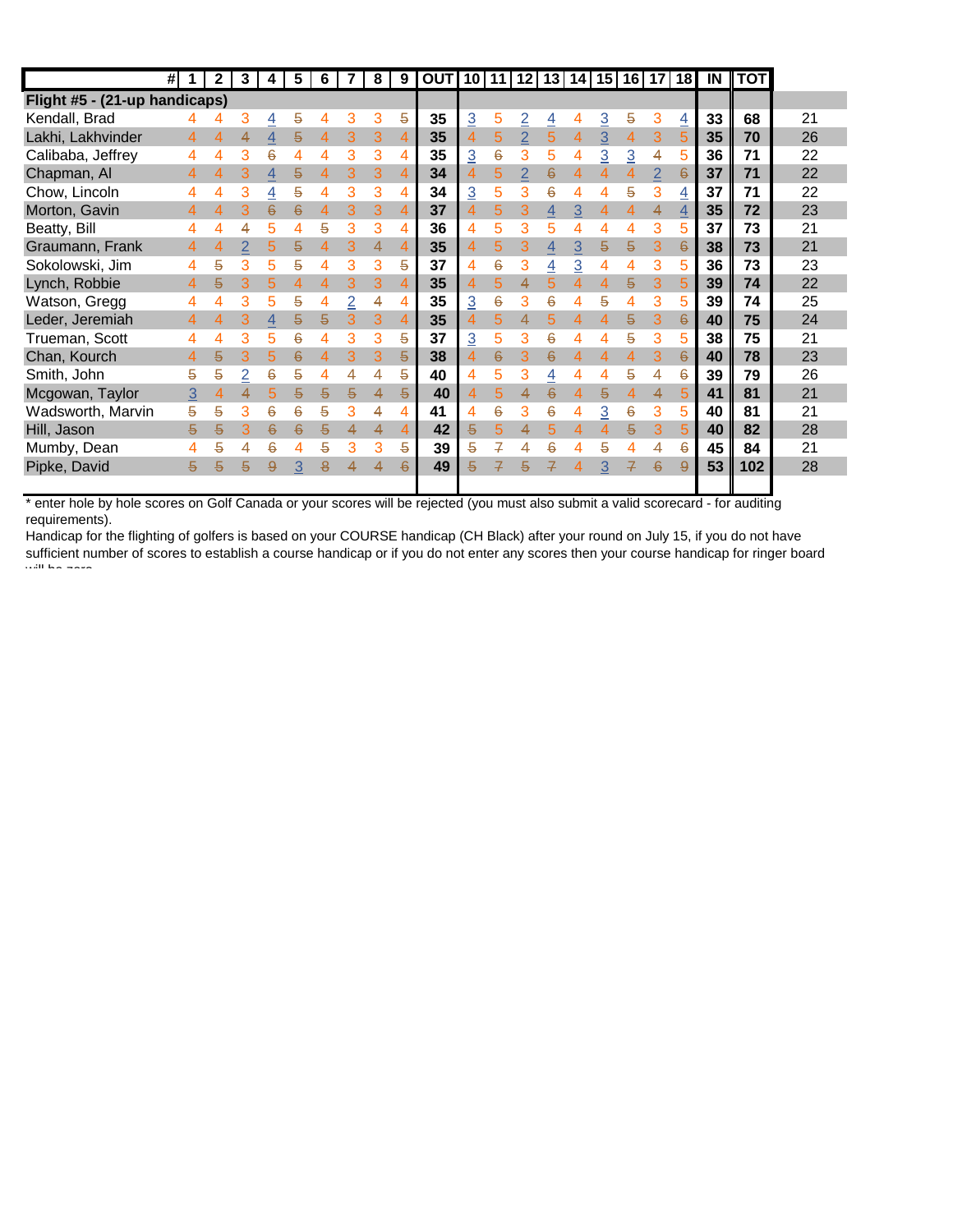| # | 1 | 2 | 3 | 4 | 5 | 6 | 7 | 8 | 9 | OUT | 10 | 11 | 12 | 13 | 14 | 15 | 16 | 17 | 18 | IN | TOT | |
|---|---|---|---|---|---|---|---|---|---|---|---|---|---|---|---|---|---|---|---|---|---|---|
| **Flight #5 - (21-up handicaps)** | | | | | | | | | | | | | | | | | | | | | | |
| Kendall, Brad | 4 | 4 | 3 | 4 | 5 | 4 | 3 | 3 | 5 | 35 | 3 | 5 | 2 | 4 | 4 | 3 | 5 | 3 | 4 | 33 | 68 | 21 |
| Lakhi, Lakhvinder | 4 | 4 | 4 | 4 | 5 | 4 | 3 | 3 | 4 | 35 | 4 | 5 | 2 | 5 | 4 | 3 | 4 | 3 | 5 | 35 | 70 | 26 |
| Calibaba, Jeffrey | 4 | 4 | 3 | 6 | 4 | 4 | 3 | 3 | 4 | 35 | 3 | 6 | 3 | 5 | 4 | 3 | 3 | 4 | 5 | 36 | 71 | 22 |
| Chapman, Al | 4 | 4 | 3 | 4 | 5 | 4 | 3 | 3 | 4 | 34 | 4 | 5 | 2 | 6 | 4 | 4 | 4 | 2 | 6 | 37 | 71 | 22 |
| Chow, Lincoln | 4 | 4 | 3 | 4 | 5 | 4 | 3 | 3 | 4 | 34 | 3 | 5 | 3 | 6 | 4 | 4 | 5 | 3 | 4 | 37 | 71 | 22 |
| Morton, Gavin | 4 | 4 | 3 | 6 | 6 | 4 | 3 | 3 | 4 | 37 | 4 | 5 | 3 | 4 | 3 | 4 | 4 | 4 | 4 | 35 | 72 | 23 |
| Beatty, Bill | 4 | 4 | 4 | 5 | 4 | 5 | 3 | 3 | 4 | 36 | 4 | 5 | 3 | 5 | 4 | 4 | 4 | 3 | 5 | 37 | 73 | 21 |
| Graumann, Frank | 4 | 4 | 2 | 5 | 5 | 4 | 3 | 4 | 4 | 35 | 4 | 5 | 3 | 4 | 3 | 5 | 5 | 3 | 6 | 38 | 73 | 21 |
| Sokolowski, Jim | 4 | 5 | 3 | 5 | 5 | 4 | 3 | 3 | 5 | 37 | 4 | 6 | 3 | 4 | 3 | 4 | 4 | 3 | 5 | 36 | 73 | 23 |
| Lynch, Robbie | 4 | 5 | 3 | 5 | 4 | 4 | 3 | 3 | 4 | 35 | 4 | 5 | 4 | 5 | 4 | 4 | 5 | 3 | 5 | 39 | 74 | 22 |
| Watson, Gregg | 4 | 4 | 3 | 5 | 5 | 4 | 2 | 4 | 4 | 35 | 3 | 6 | 3 | 6 | 4 | 5 | 4 | 3 | 5 | 39 | 74 | 25 |
| Leder, Jeremiah | 4 | 4 | 3 | 4 | 5 | 5 | 3 | 3 | 4 | 35 | 4 | 5 | 4 | 5 | 4 | 4 | 5 | 3 | 6 | 40 | 75 | 24 |
| Trueman, Scott | 4 | 4 | 3 | 5 | 6 | 4 | 3 | 3 | 5 | 37 | 3 | 5 | 3 | 6 | 4 | 4 | 5 | 3 | 5 | 38 | 75 | 21 |
| Chan, Kourch | 4 | 5 | 3 | 5 | 6 | 4 | 3 | 3 | 5 | 38 | 4 | 6 | 3 | 6 | 4 | 4 | 4 | 3 | 6 | 40 | 78 | 23 |
| Smith, John | 5 | 5 | 2 | 6 | 5 | 4 | 4 | 4 | 5 | 40 | 4 | 5 | 3 | 4 | 4 | 4 | 5 | 4 | 6 | 39 | 79 | 26 |
| Mcgowan, Taylor | 3 | 4 | 4 | 5 | 5 | 5 | 5 | 4 | 5 | 40 | 4 | 5 | 4 | 6 | 4 | 5 | 4 | 4 | 5 | 41 | 81 | 21 |
| Wadsworth, Marvin | 5 | 5 | 3 | 6 | 6 | 5 | 3 | 4 | 4 | 41 | 4 | 6 | 3 | 6 | 4 | 3 | 6 | 3 | 5 | 40 | 81 | 21 |
| Hill, Jason | 5 | 5 | 3 | 6 | 6 | 5 | 4 | 4 | 4 | 42 | 5 | 5 | 4 | 5 | 4 | 4 | 5 | 3 | 5 | 40 | 82 | 28 |
| Mumby, Dean | 4 | 5 | 4 | 6 | 4 | 5 | 3 | 3 | 5 | 39 | 5 | 7 | 4 | 6 | 4 | 5 | 4 | 4 | 6 | 45 | 84 | 21 |
| Pipke, David | 5 | 5 | 5 | 9 | 3 | 8 | 4 | 4 | 6 | 49 | 5 | 7 | 5 | 7 | 4 | 3 | 7 | 6 | 9 | 53 | 102 | 28 |

* enter hole by hole scores on Golf Canada or your scores will be rejected (you must also submit a valid scorecard - for auditing requirements).

Handicap for the flighting of golfers is based on your COURSE handicap (CH Black) after your round on July 15, if you do not have sufficient number of scores to establish a course handicap or if you do not enter any scores then your course handicap for ringer board will be zero.